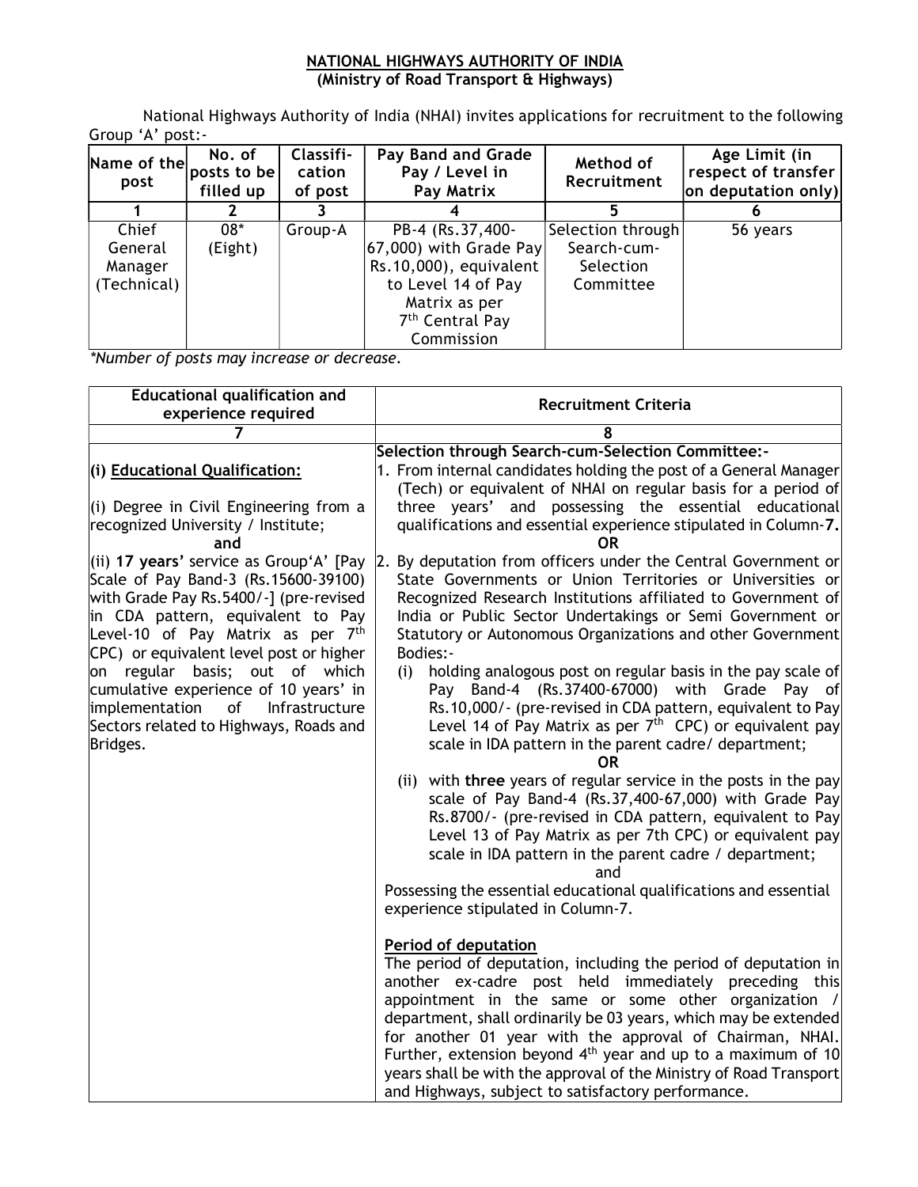**NATIONAL HIGHWAYS AUTHORITY OF INDIA**
**(Ministry of Road Transport & Highways)**

National Highways Authority of India (NHAI) invites applications for recruitment to the following Group 'A' post:-

| Name of the post | No. of posts to be filled up | Classifi-cation of post | Pay Band and Grade Pay / Level in Pay Matrix | Method of Recruitment | Age Limit (in respect of transfer on deputation only) |
|---|---|---|---|---|---|
| 1 | 2 | 3 | 4 | 5 | 6 |
| Chief General Manager (Technical) | 08* (Eight) | Group-A | PB-4 (Rs.37,400-67,000) with Grade Pay Rs.10,000), equivalent to Level 14 of Pay Matrix as per 7th Central Pay Commission | Selection through Search-cum-Selection Committee | 56 years |

*Number of posts may increase or decrease.*

| Educational qualification and experience required | Recruitment Criteria |
|---|---|
| 7 | 8 |
| **(i) Educational Qualification:**<br><br>(i) Degree in Civil Engineering from a recognized University / Institute;<br>**and**<br>(ii) **17 years'** service as Group'A' [Pay Scale of Pay Band-3 (Rs.15600-39100) with Grade Pay Rs.5400/-] (pre-revised in CDA pattern, equivalent to Pay Level-10 of Pay Matrix as per 7th CPC) or equivalent level post or higher on regular basis; out of which cumulative experience of 10 years' in implementation of Infrastructure Sectors related to Highways, Roads and Bridges. | **Selection through Search-cum-Selection Committee:-**<br>1. From internal candidates holding the post of a General Manager (Tech) or equivalent of NHAI on regular basis for a period of three years' and possessing the essential educational qualifications and essential experience stipulated in Column-**7.**<br>**OR**<br>2. By deputation from officers under the Central Government or State Governments or Union Territories or Universities or Recognized Research Institutions affiliated to Government of India or Public Sector Undertakings or Semi Government or Statutory or Autonomous Organizations and other Government Bodies:-<br>(i) holding analogous post on regular basis in the pay scale of Pay Band-4 (Rs.37400-67000) with Grade Pay of Rs.10,000/- (pre-revised in CDA pattern, equivalent to Pay Level 14 of Pay Matrix as per 7th CPC) or equivalent pay scale in IDA pattern in the parent cadre/ department;<br>**OR**<br>(ii) with **three** years of regular service in the posts in the pay scale of Pay Band-4 (Rs.37,400-67,000) with Grade Pay Rs.8700/- (pre-revised in CDA pattern, equivalent to Pay Level 13 of Pay Matrix as per 7th CPC) or equivalent pay scale in IDA pattern in the parent cadre / department;<br>and<br>Possessing the essential educational qualifications and essential experience stipulated in Column-7.<br><br>**Period of deputation**<br>The period of deputation, including the period of deputation in another ex-cadre post held immediately preceding this appointment in the same or some other organization / department, shall ordinarily be 03 years, which may be extended for another 01 year with the approval of Chairman, NHAI. Further, extension beyond 4th year and up to a maximum of 10 years shall be with the approval of the Ministry of Road Transport and Highways, subject to satisfactory performance. |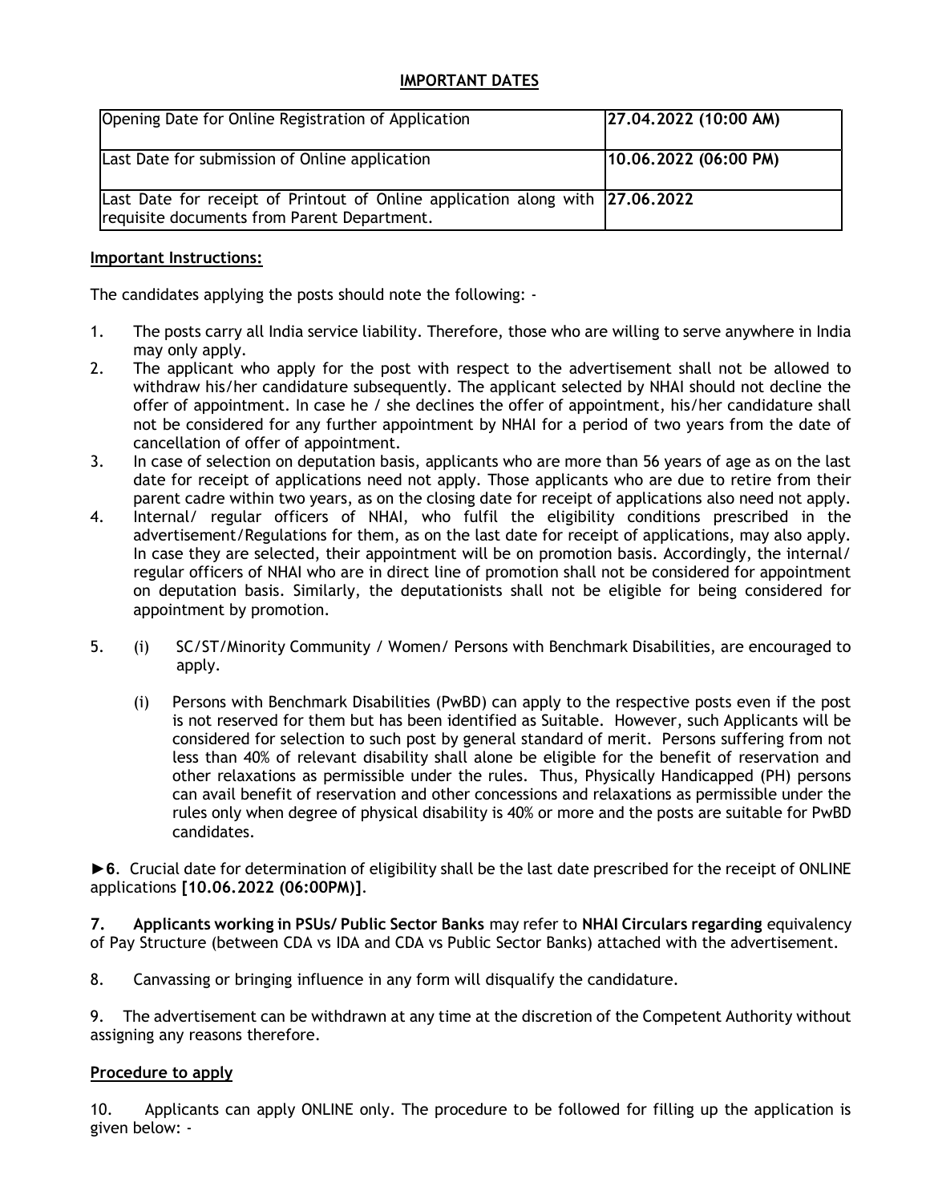## IMPORTANT DATES

| | |
|---|---|
| Opening Date for Online Registration of Application | **27.04.2022 (10:00 AM)** |
| Last Date for submission of Online application | **10.06.2022 (06:00 PM)** |
| Last Date for receipt of Printout of Online application along with requisite documents from Parent Department. | **27.06.2022** |

**Important Instructions:**

The candidates applying the posts should note the following: -

1. The posts carry all India service liability. Therefore, those who are willing to serve anywhere in India may only apply.
2. The applicant who apply for the post with respect to the advertisement shall not be allowed to withdraw his/her candidature subsequently. The applicant selected by NHAI should not decline the offer of appointment. In case he / she declines the offer of appointment, his/her candidature shall not be considered for any further appointment by NHAI for a period of two years from the date of cancellation of offer of appointment.
3. In case of selection on deputation basis, applicants who are more than 56 years of age as on the last date for receipt of applications need not apply. Those applicants who are due to retire from their parent cadre within two years, as on the closing date for receipt of applications also need not apply.
4. Internal/ regular officers of NHAI, who fulfil the eligibility conditions prescribed in the advertisement/Regulations for them, as on the last date for receipt of applications, may also apply. In case they are selected, their appointment will be on promotion basis. Accordingly, the internal/ regular officers of NHAI who are in direct line of promotion shall not be considered for appointment on deputation basis. Similarly, the deputationists shall not be eligible for being considered for appointment by promotion.
5. (i) SC/ST/Minority Community / Women/ Persons with Benchmark Disabilities, are encouraged to apply.

   (i) Persons with Benchmark Disabilities (PwBD) can apply to the respective posts even if the post is not reserved for them but has been identified as Suitable. However, such Applicants will be considered for selection to such post by general standard of merit. Persons suffering from not less than 40% of relevant disability shall alone be eligible for the benefit of reservation and other relaxations as permissible under the rules. Thus, Physically Handicapped (PH) persons can avail benefit of reservation and other concessions and relaxations as permissible under the rules only when degree of physical disability is 40% or more and the posts are suitable for PwBD candidates.

►**6**. Crucial date for determination of eligibility shall be the last date prescribed for the receipt of ONLINE applications **[10.06.2022 (06:00PM)]**.

**7. Applicants working in PSUs/ Public Sector Banks** may refer to **NHAI Circulars regarding** equivalency of Pay Structure (between CDA vs IDA and CDA vs Public Sector Banks) attached with the advertisement.

8. Canvassing or bringing influence in any form will disqualify the candidature.

9. The advertisement can be withdrawn at any time at the discretion of the Competent Authority without assigning any reasons therefore.

**Procedure to apply**

10. Applicants can apply ONLINE only. The procedure to be followed for filling up the application is given below: -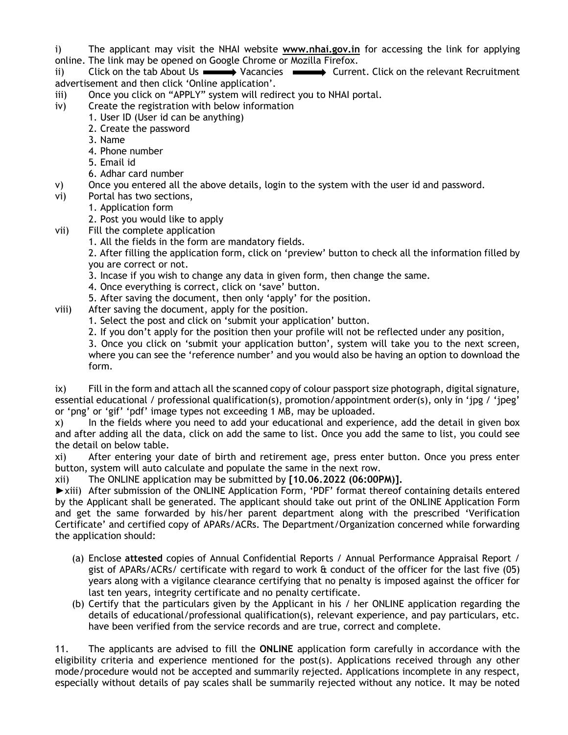i) The applicant may visit the NHAI website **www.nhai.gov.in** for accessing the link for applying online. The link may be opened on Google Chrome or Mozilla Firefox.

ii) Click on the tab About Us ⟶ Vacancies ⟶ Current. Click on the relevant Recruitment advertisement and then click 'Online application'.

iii) Once you click on "APPLY" system will redirect you to NHAI portal.

iv) Create the registration with below information
   1. User ID (User id can be anything)
   2. Create the password
   3. Name
   4. Phone number
   5. Email id
   6. Adhar card number

v) Once you entered all the above details, login to the system with the user id and password.

vi) Portal has two sections,
   1. Application form
   2. Post you would like to apply

vii) Fill the complete application
   1. All the fields in the form are mandatory fields.
   2. After filling the application form, click on 'preview' button to check all the information filled by you are correct or not.
   3. Incase if you wish to change any data in given form, then change the same.
   4. Once everything is correct, click on 'save' button.
   5. After saving the document, then only 'apply' for the position.

viii) After saving the document, apply for the position.
   1. Select the post and click on 'submit your application' button.
   2. If you don't apply for the position then your profile will not be reflected under any position,
   3. Once you click on 'submit your application button', system will take you to the next screen, where you can see the 'reference number' and you would also be having an option to download the form.

ix) Fill in the form and attach all the scanned copy of colour passport size photograph, digital signature, essential educational / professional qualification(s), promotion/appointment order(s), only in 'jpg / 'jpeg' or 'png' or 'gif' 'pdf' image types not exceeding 1 MB, may be uploaded.

x) In the fields where you need to add your educational and experience, add the detail in given box and after adding all the data, click on add the same to list. Once you add the same to list, you could see the detail on below table.

xi) After entering your date of birth and retirement age, press enter button. Once you press enter button, system will auto calculate and populate the same in the next row.

xii) The ONLINE application may be submitted by **[10.06.2022 (06:00PM)].**

►xiii) After submission of the ONLINE Application Form, 'PDF' format thereof containing details entered by the Applicant shall be generated. The applicant should take out print of the ONLINE Application Form and get the same forwarded by his/her parent department along with the prescribed 'Verification Certificate' and certified copy of APARs/ACRs. The Department/Organization concerned while forwarding the application should:

   (a) Enclose **attested** copies of Annual Confidential Reports / Annual Performance Appraisal Report / gist of APARs/ACRs/ certificate with regard to work & conduct of the officer for the last five (05) years along with a vigilance clearance certifying that no penalty is imposed against the officer for last ten years, integrity certificate and no penalty certificate.

   (b) Certify that the particulars given by the Applicant in his / her ONLINE application regarding the details of educational/professional qualification(s), relevant experience, and pay particulars, etc. have been verified from the service records and are true, correct and complete.

11. The applicants are advised to fill the **ONLINE** application form carefully in accordance with the eligibility criteria and experience mentioned for the post(s). Applications received through any other mode/procedure would not be accepted and summarily rejected. Applications incomplete in any respect, especially without details of pay scales shall be summarily rejected without any notice. It may be noted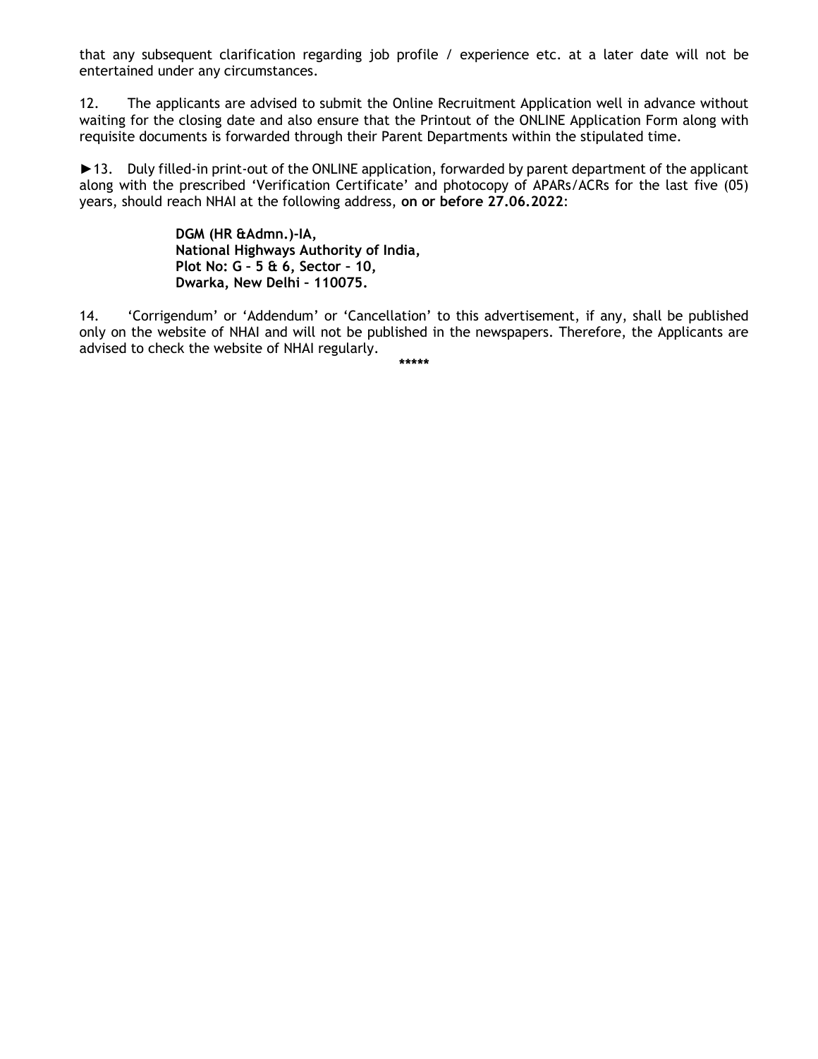that any subsequent clarification regarding job profile / experience etc. at a later date will not be entertained under any circumstances.

12. The applicants are advised to submit the Online Recruitment Application well in advance without waiting for the closing date and also ensure that the Printout of the ONLINE Application Form along with requisite documents is forwarded through their Parent Departments within the stipulated time.

►13. Duly filled-in print-out of the ONLINE application, forwarded by parent department of the applicant along with the prescribed 'Verification Certificate' and photocopy of APARs/ACRs for the last five (05) years, should reach NHAI at the following address, **on or before 27.06.2022**:

**DGM (HR &Admn.)-IA,**
**National Highways Authority of India,**
**Plot No: G – 5 & 6, Sector – 10,**
**Dwarka, New Delhi – 110075.**

14. 'Corrigendum' or 'Addendum' or 'Cancellation' to this advertisement, if any, shall be published only on the website of NHAI and will not be published in the newspapers. Therefore, the Applicants are advised to check the website of NHAI regularly.

*****